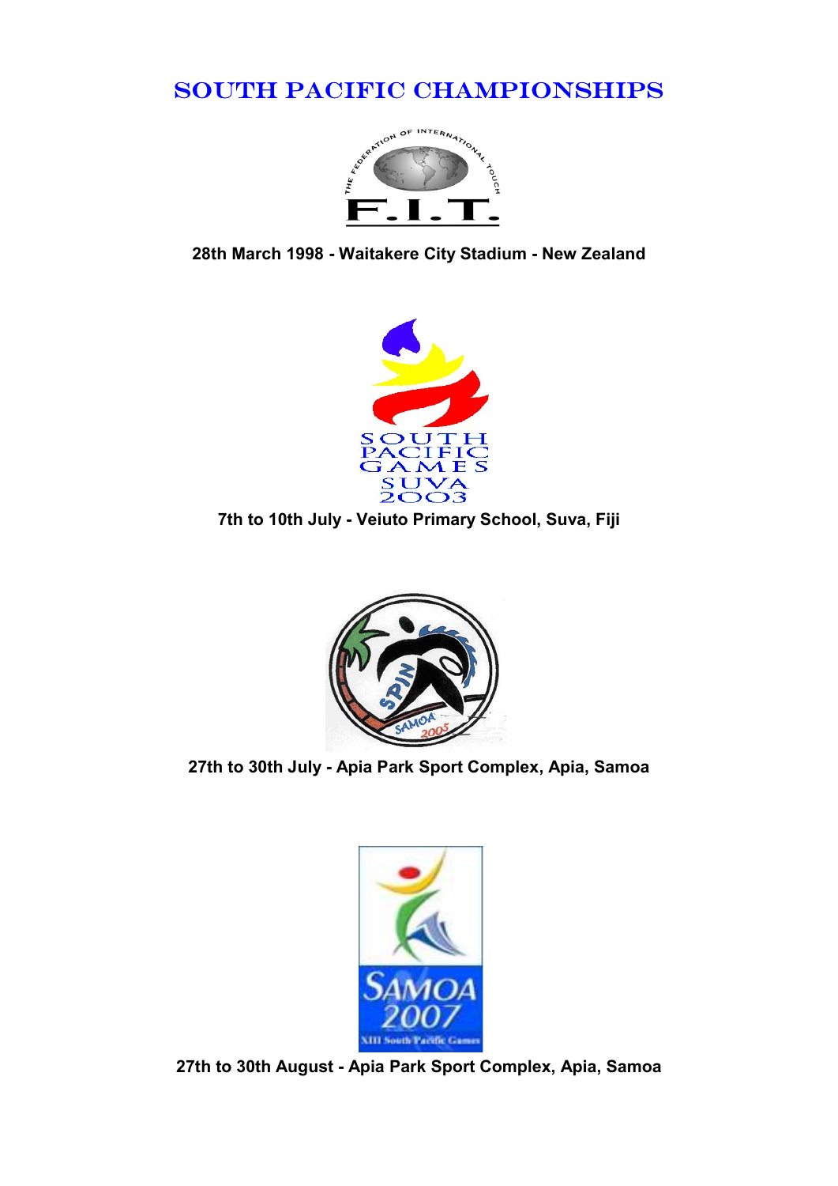# SOUTH PACIFIC CHAMPIONSHIPS

**28th March 1998 - Waitakere City Stadium - New Zealand**

**7th to 10th July - Veiuto Primary School, Suva, Fiji**

**27th to 30th July - Apia Park Sport Complex, Apia, Samoa**

**27th to 30th August - Apia Park Sport Complex, Apia, Samoa**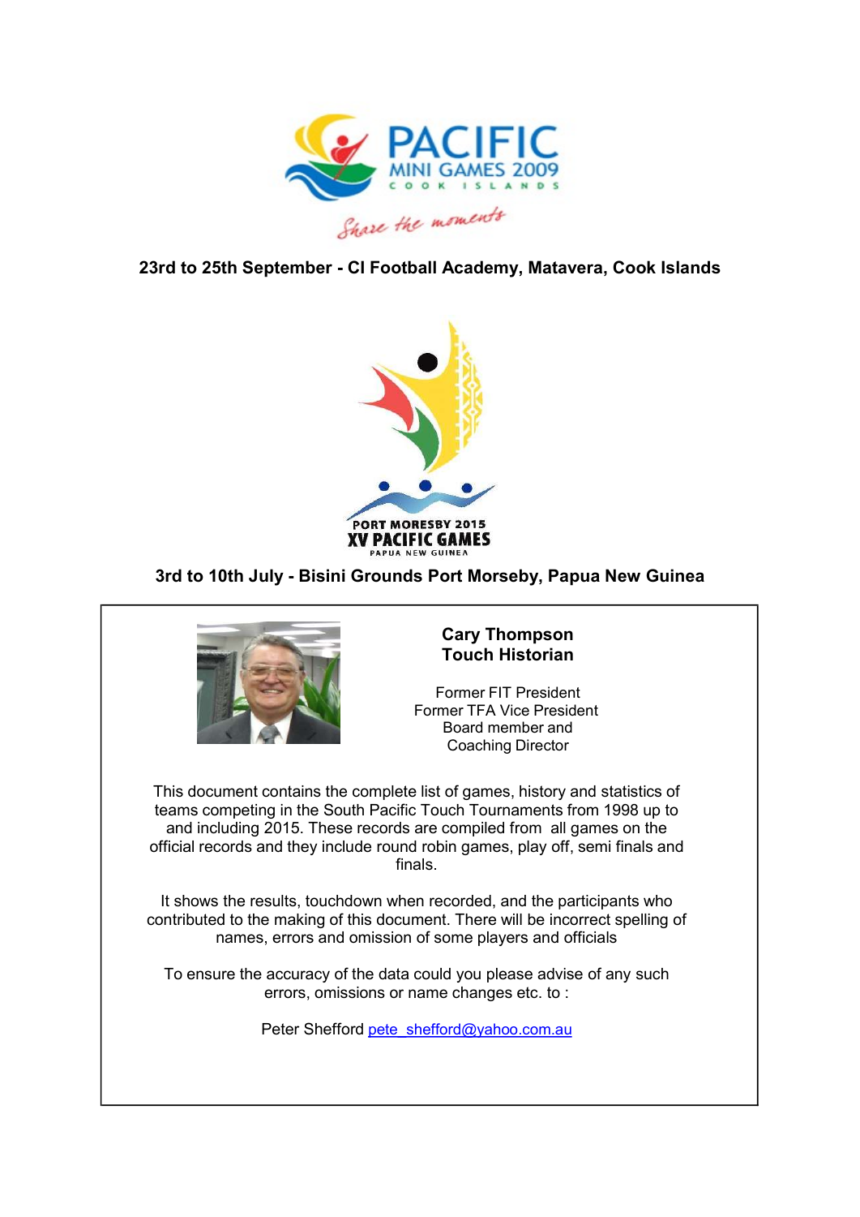PACIFIC MINI GAMES 2009
COOK ISLANDS
Share the moments

**23rd to 25th September - CI Football Academy, Matavera, Cook Islands**

PORT MORESBY 2015
XV PACIFIC GAMES
PAPUA NEW GUINEA

**3rd to 10th July - Bisini Grounds Port Morseby, Papua New Guinea**

**Cary Thompson**
**Touch Historian**

Former FIT President
Former TFA Vice President
Board member and
Coaching Director

This document contains the complete list of games, history and statistics of teams competing in the South Pacific Touch Tournaments from 1998 up to and including 2015. These records are compiled from all games on the official records and they include round robin games, play off, semi finals and finals.

It shows the results, touchdown when recorded, and the participants who contributed to the making of this document. There will be incorrect spelling of names, errors and omission of some players and officials

To ensure the accuracy of the data could you please advise of any such errors, omissions or name changes etc. to :

Peter Shefford pete_shefford@yahoo.com.au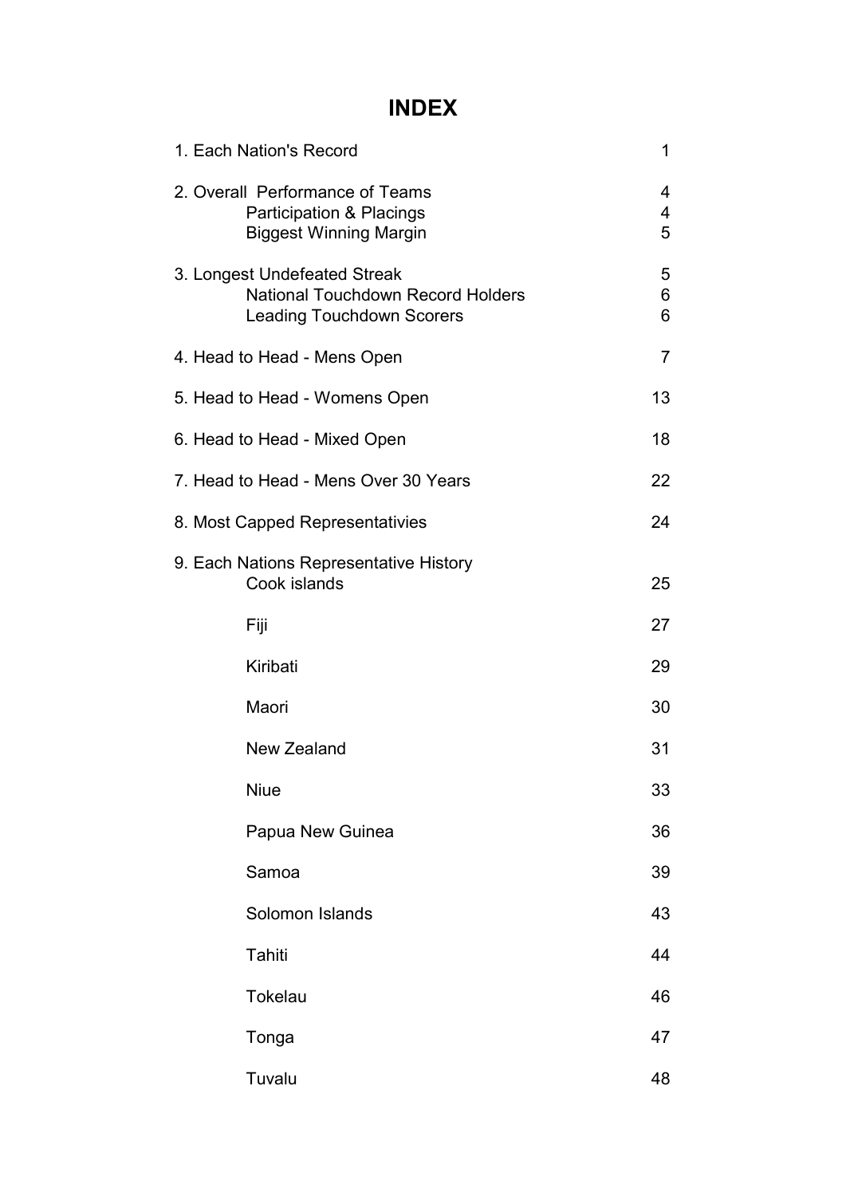# INDEX

| | |
|---|---|
| 1. Each Nation's Record | 1 |
| 2. Overall Performance of Teams | 4 |
| Participation & Placings | 4 |
| Biggest Winning Margin | 5 |
| 3. Longest Undefeated Streak | 5 |
| National Touchdown Record Holders | 6 |
| Leading Touchdown Scorers | 6 |
| 4. Head to Head - Mens Open | 7 |
| 5. Head to Head - Womens Open | 13 |
| 6. Head to Head - Mixed Open | 18 |
| 7. Head to Head - Mens Over 30 Years | 22 |
| 8. Most Capped Representativies | 24 |
| 9. Each Nations Representative History | |
| Cook islands | 25 |
| Fiji | 27 |
| Kiribati | 29 |
| Maori | 30 |
| New Zealand | 31 |
| Niue | 33 |
| Papua New Guinea | 36 |
| Samoa | 39 |
| Solomon Islands | 43 |
| Tahiti | 44 |
| Tokelau | 46 |
| Tonga | 47 |
| Tuvalu | 48 |